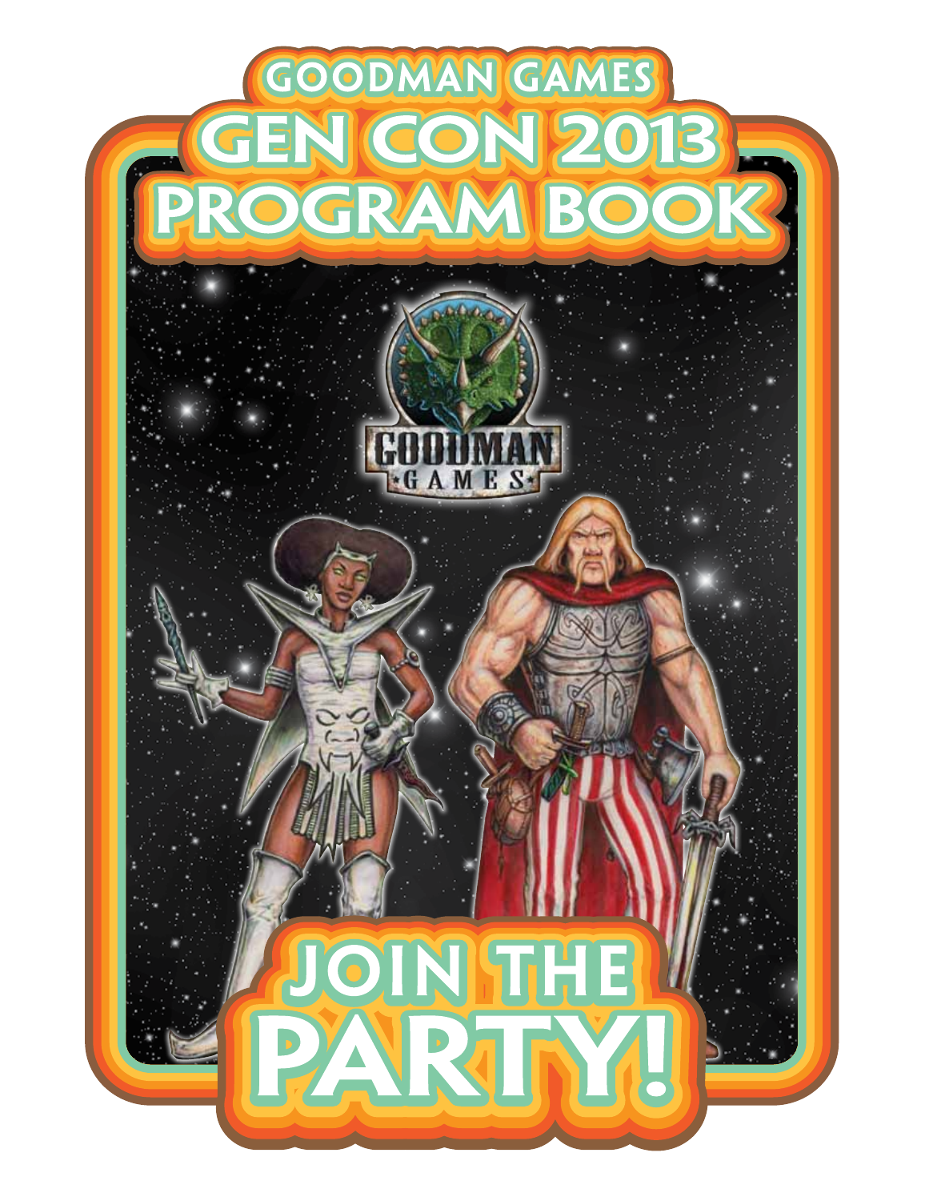# GOODMAN GAMES

# GEN CON 2013 PROGRAM BOOK

GOODMAN GAMES

# JOIN THE PARTY!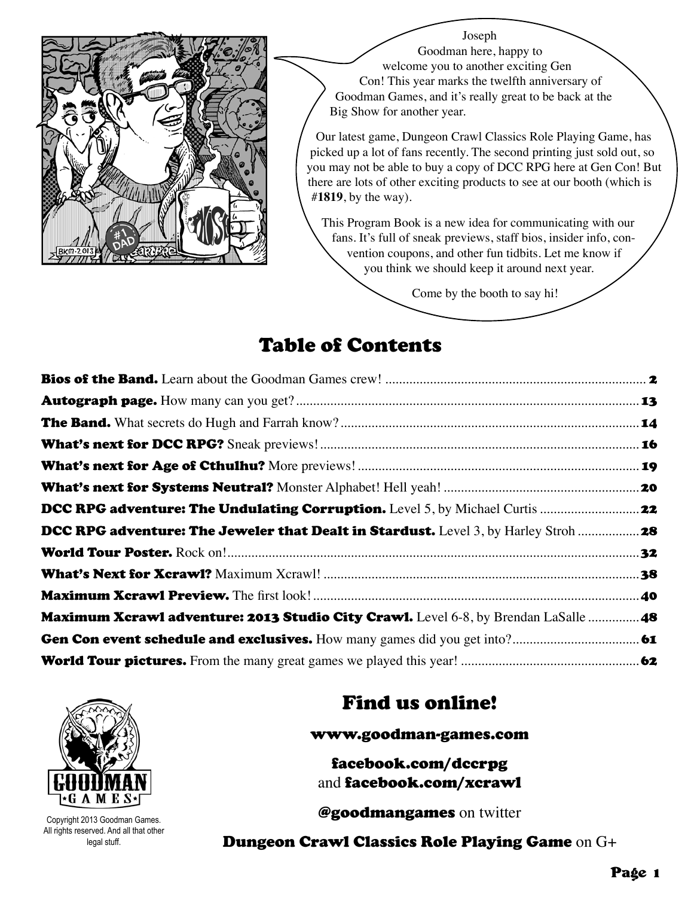Joseph Goodman here, happy to welcome you to another exciting Gen Con! This year marks the twelfth anniversary of Goodman Games, and it's really great to be back at the Big Show for another year.

Our latest game, Dungeon Crawl Classics Role Playing Game, has picked up a lot of fans recently. The second printing just sold out, so you may not be able to buy a copy of DCC RPG here at Gen Con! But there are lots of other exciting products to see at our booth (which is #**1819**, by the way).

This Program Book is a new idea for communicating with our fans. It's full of sneak previews, staff bios, insider info, convention coupons, and other fun tidbits. Let me know if you think we should keep it around next year.

Come by the booth to say hi!

# Table of Contents

- **Bios of the Band.** Learn about the Goodman Games crew! ........ **2**
- **Autograph page.** How many can you get? ........ **13**
- **The Band.** What secrets do Hugh and Farrah know? ........ **14**
- **What's next for DCC RPG?** Sneak previews! ........ **16**
- **What's next for Age of Cthulhu?** More previews! ........ **19**
- **What's next for Systems Neutral?** Monster Alphabet! Hell yeah! ........ **20**
- **DCC RPG adventure: The Undulating Corruption.** Level 5, by Michael Curtis ........ **22**
- **DCC RPG adventure: The Jeweler that Dealt in Stardust.** Level 3, by Harley Stroh ........ **28**
- **World Tour Poster.** Rock on! ........ **32**
- **What's Next for Xcrawl?** Maximum Xcrawl! ........ **38**
- **Maximum Xcrawl Preview.** The first look! ........ **40**
- **Maximum Xcrawl adventure: 2013 Studio City Crawl.** Level 6-8, by Brendan LaSalle ........ **48**
- **Gen Con event schedule and exclusives.** How many games did you get into? ........ **61**
- **World Tour pictures.** From the many great games we played this year! ........ **62**

Copyright 2013 Goodman Games. All rights reserved. And all that other legal stuff.

## Find us online!

**www.goodman-games.com**

**facebook.com/dccrpg** and **facebook.com/xcrawl**

**@goodmangames** on twitter

**Dungeon Crawl Classics Role Playing Game** on G+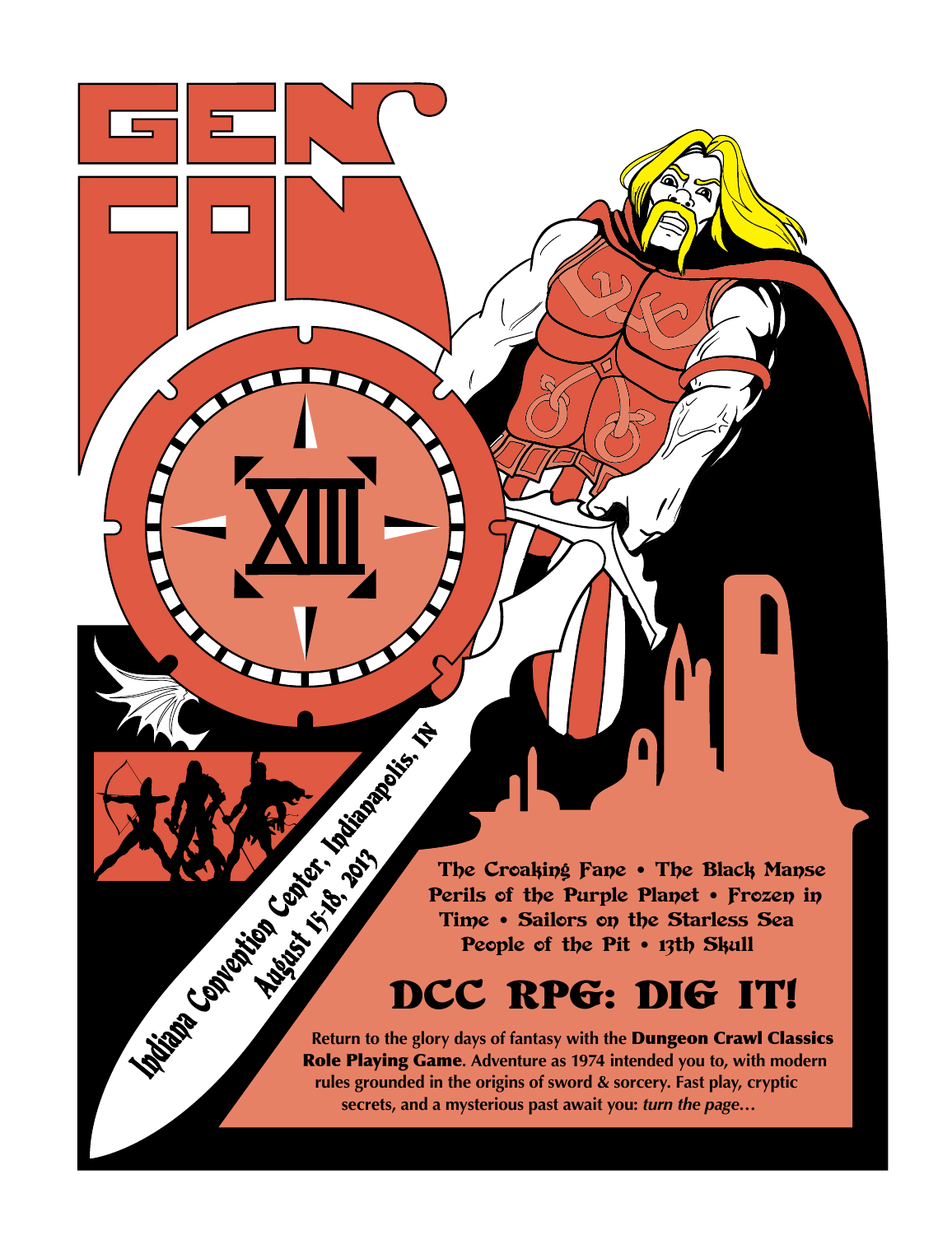# GEN CON XIII

Indiana Convention Center, Indianapolis, IN
August 15-18, 2013

The Croaking Fane • The Black Manse
Perils of the Purple Planet • Frozen in Time • Sailors on the Starless Sea
People of the Pit • 13th Skull

# DCC RPG: DIG IT!

Return to the glory days of fantasy with the **Dungeon Crawl Classics Role Playing Game**. Adventure as 1974 intended you to, with modern rules grounded in the origins of sword & sorcery. Fast play, cryptic secrets, and a mysterious past await you: *turn the page…*